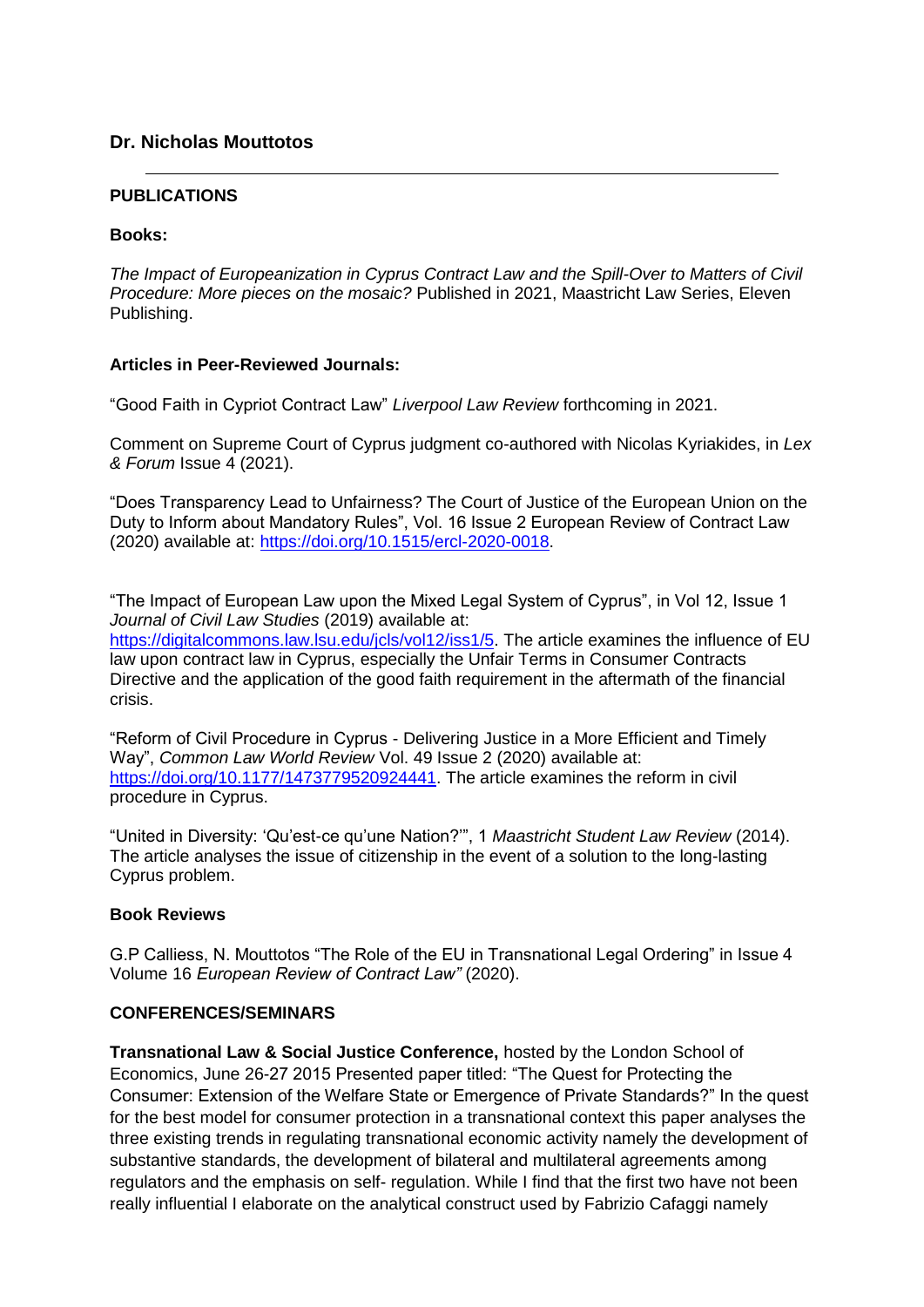## Dr. Nicholas Mouttotos

---

### PUBLICATIONS

**Books:**

*The Impact of Europeanization in Cyprus Contract Law and the Spill-Over to Matters of Civil Procedure: More pieces on the mosaic?* Published in 2021, Maastricht Law Series, Eleven Publishing.

**Articles in Peer-Reviewed Journals:**

"Good Faith in Cypriot Contract Law" *Liverpool Law Review* forthcoming in 2021.

Comment on Supreme Court of Cyprus judgment co-authored with Nicolas Kyriakides, in *Lex & Forum* Issue 4 (2021).

"Does Transparency Lead to Unfairness? The Court of Justice of the European Union on the Duty to Inform about Mandatory Rules", Vol. 16 Issue 2 European Review of Contract Law (2020) available at: https://doi.org/10.1515/ercl-2020-0018.

"The Impact of European Law upon the Mixed Legal System of Cyprus", in Vol 12, Issue 1 *Journal of Civil Law Studies* (2019) available at: https://digitalcommons.law.lsu.edu/jcls/vol12/iss1/5. The article examines the influence of EU law upon contract law in Cyprus, especially the Unfair Terms in Consumer Contracts Directive and the application of the good faith requirement in the aftermath of the financial crisis.

"Reform of Civil Procedure in Cyprus - Delivering Justice in a More Efficient and Timely Way", *Common Law World Review* Vol. 49 Issue 2 (2020) available at: https://doi.org/10.1177/1473779520924441. The article examines the reform in civil procedure in Cyprus.

"United in Diversity: 'Qu'est-ce qu'une Nation?'", 1 *Maastricht Student Law Review* (2014). The article analyses the issue of citizenship in the event of a solution to the long-lasting Cyprus problem.

**Book Reviews**

G.P Calliess, N. Mouttotos "The Role of the EU in Transnational Legal Ordering" in Issue 4 Volume 16 *European Review of Contract Law"* (2020).

### CONFERENCES/SEMINARS

**Transnational Law & Social Justice Conference,** hosted by the London School of Economics, June 26-27 2015 Presented paper titled: "The Quest for Protecting the Consumer: Extension of the Welfare State or Emergence of Private Standards?" In the quest for the best model for consumer protection in a transnational context this paper analyses the three existing trends in regulating transnational economic activity namely the development of substantive standards, the development of bilateral and multilateral agreements among regulators and the emphasis on self- regulation. While I find that the first two have not been really influential I elaborate on the analytical construct used by Fabrizio Cafaggi namely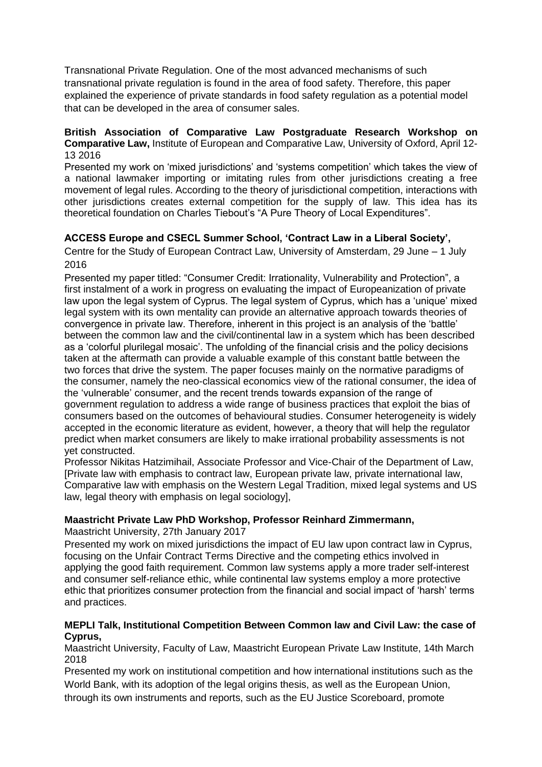Transnational Private Regulation. One of the most advanced mechanisms of such transnational private regulation is found in the area of food safety. Therefore, this paper explained the experience of private standards in food safety regulation as a potential model that can be developed in the area of consumer sales.

**British Association of Comparative Law Postgraduate Research Workshop on Comparative Law,** Institute of European and Comparative Law, University of Oxford, April 12-13 2016

Presented my work on 'mixed jurisdictions' and 'systems competition' which takes the view of a national lawmaker importing or imitating rules from other jurisdictions creating a free movement of legal rules. According to the theory of jurisdictional competition, interactions with other jurisdictions creates external competition for the supply of law. This idea has its theoretical foundation on Charles Tiebout's "A Pure Theory of Local Expenditures".

**ACCESS Europe and CSECL Summer School, 'Contract Law in a Liberal Society',**

Centre for the Study of European Contract Law, University of Amsterdam, 29 June – 1 July 2016

Presented my paper titled: "Consumer Credit: Irrationality, Vulnerability and Protection", a first instalment of a work in progress on evaluating the impact of Europeanization of private law upon the legal system of Cyprus. The legal system of Cyprus, which has a 'unique' mixed legal system with its own mentality can provide an alternative approach towards theories of convergence in private law. Therefore, inherent in this project is an analysis of the 'battle' between the common law and the civil/continental law in a system which has been described as a 'colorful plurilegal mosaic'. The unfolding of the financial crisis and the policy decisions taken at the aftermath can provide a valuable example of this constant battle between the two forces that drive the system. The paper focuses mainly on the normative paradigms of the consumer, namely the neo-classical economics view of the rational consumer, the idea of the 'vulnerable' consumer, and the recent trends towards expansion of the range of government regulation to address a wide range of business practices that exploit the bias of consumers based on the outcomes of behavioural studies. Consumer heterogeneity is widely accepted in the economic literature as evident, however, a theory that will help the regulator predict when market consumers are likely to make irrational probability assessments is not yet constructed.

Professor Nikitas Hatzimihail, Associate Professor and Vice-Chair of the Department of Law, [Private law with emphasis to contract law, European private law, private international law, Comparative law with emphasis on the Western Legal Tradition, mixed legal systems and US law, legal theory with emphasis on legal sociology],

**Maastricht Private Law PhD Workshop, Professor Reinhard Zimmermann,**

Maastricht University, 27th January 2017

Presented my work on mixed jurisdictions the impact of EU law upon contract law in Cyprus, focusing on the Unfair Contract Terms Directive and the competing ethics involved in applying the good faith requirement. Common law systems apply a more trader self-interest and consumer self-reliance ethic, while continental law systems employ a more protective ethic that prioritizes consumer protection from the financial and social impact of 'harsh' terms and practices.

**MEPLI Talk, Institutional Competition Between Common law and Civil Law: the case of Cyprus,**

Maastricht University, Faculty of Law, Maastricht European Private Law Institute, 14th March 2018

Presented my work on institutional competition and how international institutions such as the World Bank, with its adoption of the legal origins thesis, as well as the European Union, through its own instruments and reports, such as the EU Justice Scoreboard, promote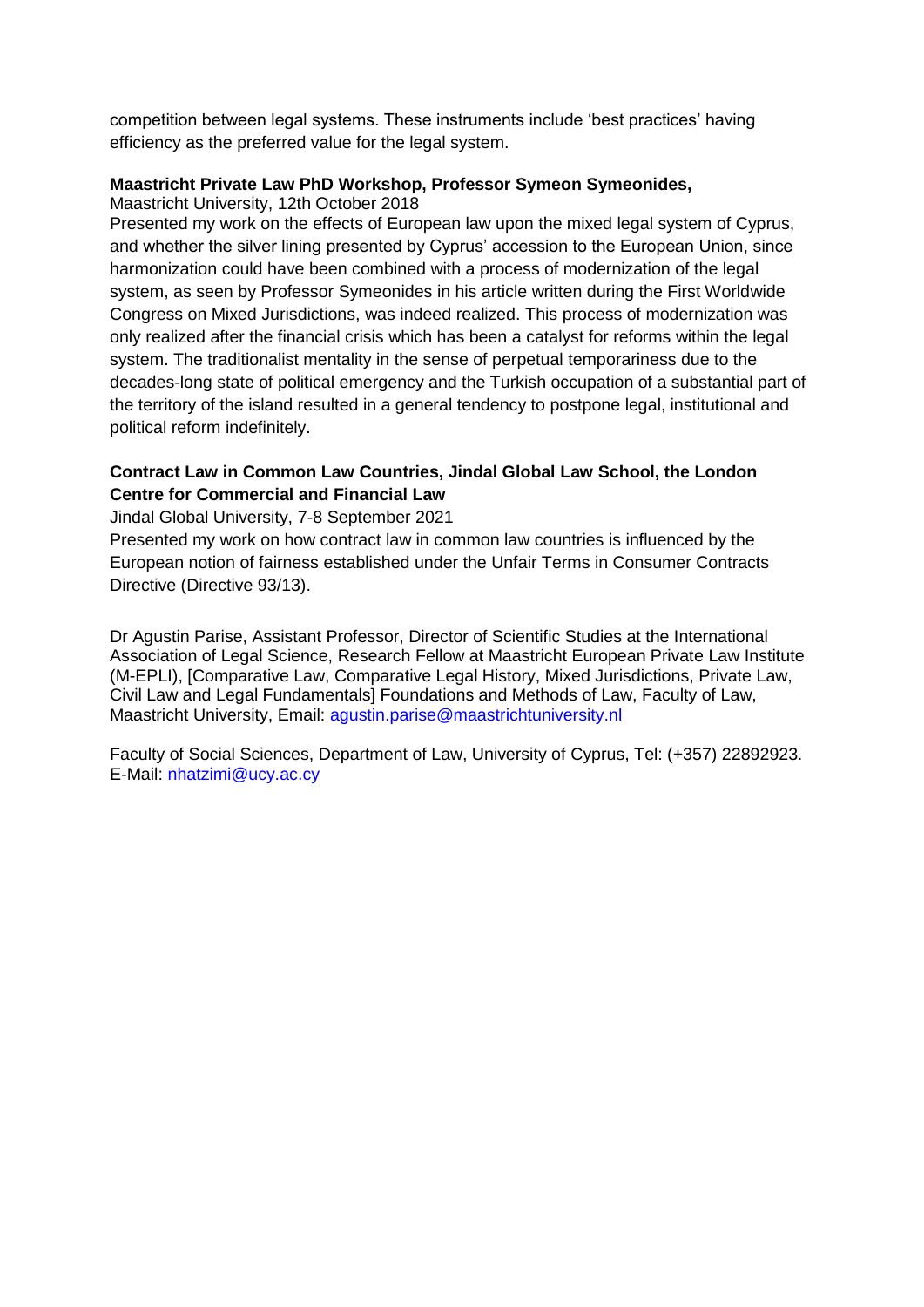competition between legal systems. These instruments include 'best practices' having efficiency as the preferred value for the legal system.

**Maastricht Private Law PhD Workshop, Professor Symeon Symeonides,**
Maastricht University, 12th October 2018
Presented my work on the effects of European law upon the mixed legal system of Cyprus, and whether the silver lining presented by Cyprus' accession to the European Union, since harmonization could have been combined with a process of modernization of the legal system, as seen by Professor Symeonides in his article written during the First Worldwide Congress on Mixed Jurisdictions, was indeed realized. This process of modernization was only realized after the financial crisis which has been a catalyst for reforms within the legal system. The traditionalist mentality in the sense of perpetual temporariness due to the decades-long state of political emergency and the Turkish occupation of a substantial part of the territory of the island resulted in a general tendency to postpone legal, institutional and political reform indefinitely.

**Contract Law in Common Law Countries, Jindal Global Law School, the London Centre for Commercial and Financial Law**
Jindal Global University, 7-8 September 2021
Presented my work on how contract law in common law countries is influenced by the European notion of fairness established under the Unfair Terms in Consumer Contracts Directive (Directive 93/13).

Dr Agustin Parise, Assistant Professor, Director of Scientific Studies at the International Association of Legal Science, Research Fellow at Maastricht European Private Law Institute (M-EPLI), [Comparative Law, Comparative Legal History, Mixed Jurisdictions, Private Law, Civil Law and Legal Fundamentals] Foundations and Methods of Law, Faculty of Law, Maastricht University, Email: agustin.parise@maastrichtuniversity.nl

Faculty of Social Sciences, Department of Law, University of Cyprus, Tel: (+357) 22892923. E-Mail: nhatzimi@ucy.ac.cy